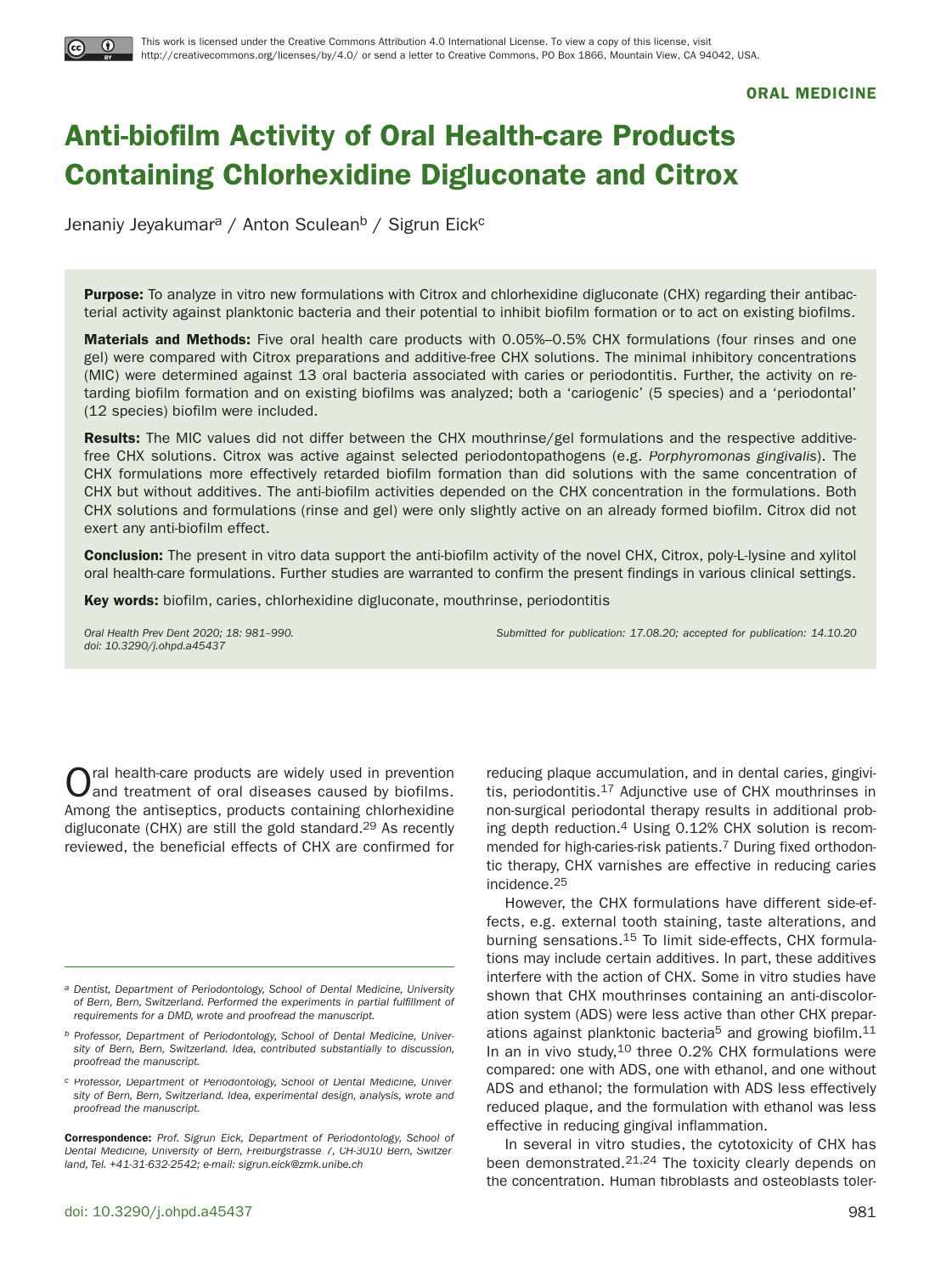This work is licensed under the Creative Commons Attribution 4.0 International License. To view a copy of this license, visit http://creativecommons.org/licenses/by/4.0/ or send a letter to Creative Commons, PO Box 1866, Mountain View, CA 94042, USA.

ORAL MEDICINE

# Anti-biofilm Activity of Oral Health-care Products Containing Chlorhexidine Digluconate and Citrox

Jenaniy Jeyakumar[a] / Anton Sculean[b] / Sigrun Eick[c]

**Purpose:** To analyze in vitro new formulations with Citrox and chlorhexidine digluconate (CHX) regarding their antibacterial activity against planktonic bacteria and their potential to inhibit biofilm formation or to act on existing biofilms.

**Materials and Methods:** Five oral health care products with 0.05%–0.5% CHX formulations (four rinses and one gel) were compared with Citrox preparations and additive-free CHX solutions. The minimal inhibitory concentrations (MIC) were determined against 13 oral bacteria associated with caries or periodontitis. Further, the activity on retarding biofilm formation and on existing biofilms was analyzed; both a 'cariogenic' (5 species) and a 'periodontal' (12 species) biofilm were included.

**Results:** The MIC values did not differ between the CHX mouthrinse/gel formulations and the respective additive-free CHX solutions. Citrox was active against selected periodontopathogens (e.g. *Porphyromonas gingivalis*). The CHX formulations more effectively retarded biofilm formation than did solutions with the same concentration of CHX but without additives. The anti-biofilm activities depended on the CHX concentration in the formulations. Both CHX solutions and formulations (rinse and gel) were only slightly active on an already formed biofilm. Citrox did not exert any anti-biofilm effect.

**Conclusion:** The present in vitro data support the anti-biofilm activity of the novel CHX, Citrox, poly-L-lysine and xylitol oral health-care formulations. Further studies are warranted to confirm the present findings in various clinical settings.

**Key words:** biofilm, caries, chlorhexidine digluconate, mouthrinse, periodontitis

*Oral Health Prev Dent 2020; 18: 981–990.*
*doi: 10.3290/j.ohpd.a45437*

*Submitted for publication: 17.08.20; accepted for publication: 14.10.20*

Oral health-care products are widely used in prevention and treatment of oral diseases caused by biofilms. Among the antiseptics, products containing chlorhexidine digluconate (CHX) are still the gold standard.[29] As recently reviewed, the beneficial effects of CHX are confirmed for reducing plaque accumulation, and in dental caries, gingivitis, periodontitis.[17] Adjunctive use of CHX mouthrinses in non-surgical periodontal therapy results in additional probing depth reduction.[4] Using 0.12% CHX solution is recommended for high-caries-risk patients.[7] During fixed orthodontic therapy, CHX varnishes are effective in reducing caries incidence.[25]

However, the CHX formulations have different side-effects, e.g. external tooth staining, taste alterations, and burning sensations.[15] To limit side-effects, CHX formulations may include certain additives. In part, these additives interfere with the action of CHX. Some in vitro studies have shown that CHX mouthrinses containing an anti-discoloration system (ADS) were less active than other CHX preparations against planktonic bacteria[5] and growing biofilm.[11] In an in vivo study,[10] three 0.2% CHX formulations were compared: one with ADS, one with ethanol, and one without ADS and ethanol; the formulation with ADS less effectively reduced plaque, and the formulation with ethanol was less effective in reducing gingival inflammation.

In several in vitro studies, the cytotoxicity of CHX has been demonstrated.[21,24] The toxicity clearly depends on the concentration. Human fibroblasts and osteoblasts toler-

[a] *Dentist, Department of Periodontology, School of Dental Medicine, University of Bern, Bern, Switzerland. Performed the experiments in partial fulfillment of requirements for a DMD, wrote and proofread the manuscript.*

[b] *Professor, Department of Periodontology, School of Dental Medicine, University of Bern, Bern, Switzerland. Idea, contributed substantially to discussion, proofread the manuscript.*

[c] *Professor, Department of Periodontology, School of Dental Medicine, University of Bern, Bern, Switzerland. Idea, experimental design, analysis, wrote and proofread the manuscript.*

**Correspondence:** *Prof. Sigrun Eick, Department of Periodontology, School of Dental Medicine, University of Bern, Freiburgstrasse 7, CH-3010 Bern, Switzerland, Tel. +41-31-632-2542; e-mail: sigrun.eick@zmk.unibe.ch*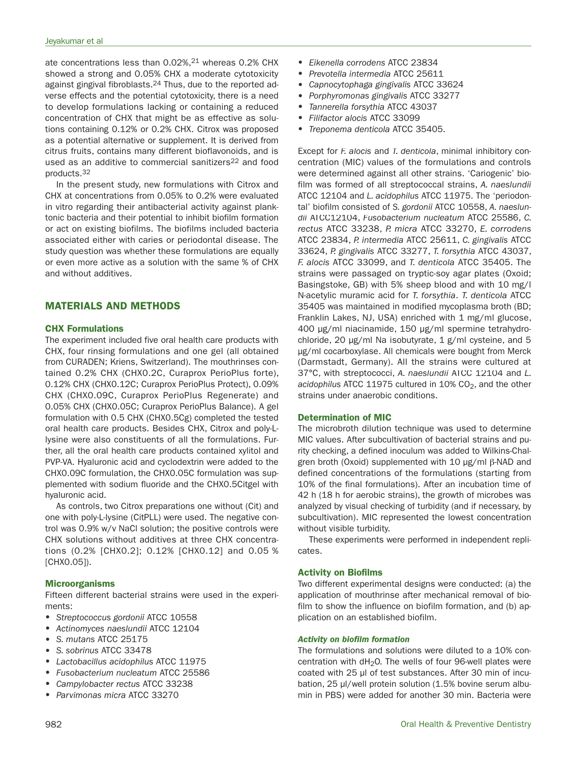ate concentrations less than 0.02%,[21] whereas 0.2% CHX showed a strong and 0.05% CHX a moderate cytotoxicity against gingival fibroblasts.[24] Thus, due to the reported adverse effects and the potential cytotoxicity, there is a need to develop formulations lacking or containing a reduced concentration of CHX that might be as effective as solutions containing 0.12% or 0.2% CHX. Citrox was proposed as a potential alternative or supplement. It is derived from citrus fruits, contains many different bioflavonoids, and is used as an additive to commercial sanitizers[22] and food products.[32]

In the present study, new formulations with Citrox and CHX at concentrations from 0.05% to 0.2% were evaluated in vitro regarding their antibacterial activity against planktonic bacteria and their potential to inhibit biofilm formation or act on existing biofilms. The biofilms included bacteria associated either with caries or periodontal disease. The study question was whether these formulations are equally or even more active as a solution with the same % of CHX and without additives.

## MATERIALS AND METHODS

### CHX Formulations

The experiment included five oral health care products with CHX, four rinsing formulations and one gel (all obtained from CURADEN; Kriens, Switzerland). The mouthrinses contained 0.2% CHX (CHX0.2C, Curaprox PerioPlus forte), 0.12% CHX (CHX0.12C; Curaprox PerioPlus Protect), 0.09% CHX (CHX0.09C, Curaprox PerioPlus Regenerate) and 0.05% CHX (CHX0.05C; Curaprox PerioPlus Balance). A gel formulation with 0.5 CHX (CHX0.5Cg) completed the tested oral health care products. Besides CHX, Citrox and poly-L-lysine were also constituents of all the formulations. Further, all the oral health care products contained xylitol and PVP-VA. Hyaluronic acid and cyclodextrin were added to the CHX0.09C formulation, the CHX0.05C formulation was supplemented with sodium fluoride and the CHX0.5Citgel with hyaluronic acid.

As controls, two Citrox preparations one without (Cit) and one with poly-L-lysine (CitPLL) were used. The negative control was 0.9% w/v NaCl solution; the positive controls were CHX solutions without additives at three CHX concentrations (0.2% [CHX0.2]; 0.12% [CHX0.12] and 0.05 % [CHX0.05]).

### Microorganisms

Fifteen different bacterial strains were used in the experiments:

- *Streptococcus gordonii* ATCC 10558
- *Actinomyces naeslundii* ATCC 12104
- *S. mutans* ATCC 25175
- *S. sobrinus* ATCC 33478
- *Lactobacillus acidophilus* ATCC 11975
- *Fusobacterium nucleatum* ATCC 25586
- *Campylobacter rectus* ATCC 33238
- *Parvimonas micra* ATCC 33270
- *Eikenella corrodens* ATCC 23834
- *Prevotella intermedia* ATCC 25611
- *Capnocytophaga gingivalis* ATCC 33624
- *Porphyromonas gingivalis* ATCC 33277
- *Tannerella forsythia* ATCC 43037
- *Filifactor alocis* ATCC 33099
- *Treponema denticola* ATCC 35405.

Except for *F. alocis* and *T. denticola*, minimal inhibitory concentration (MIC) values of the formulations and controls were determined against all other strains. 'Cariogenic' biofilm was formed of all streptococcal strains, *A. naeslundii* ATCC 12104 and *L. acidophilus* ATCC 11975. The 'periodontal' biofilm consisted of *S. gordonii* ATCC 10558, *A. naeslundii* ATCC12104, *Fusobacterium nucleatum* ATCC 25586, *C. rectus* ATCC 33238, *P. micra* ATCC 33270, *E. corrodens* ATCC 23834, *P. intermedia* ATCC 25611, *C. gingivalis* ATCC 33624, *P. gingivalis* ATCC 33277, *T. forsythia* ATCC 43037, *F. alocis* ATCC 33099, and *T. denticola* ATCC 35405. The strains were passaged on tryptic-soy agar plates (Oxoid; Basingstoke, GB) with 5% sheep blood and with 10 mg/l N-acetylic muramic acid for *T. forsythia*. *T. denticola* ATCC 35405 was maintained in modified mycoplasma broth (BD; Franklin Lakes, NJ, USA) enriched with 1 mg/ml glucose, 400 µg/ml niacinamide, 150 µg/ml spermine tetrahydrochloride, 20 µg/ml Na isobutyrate, 1 g/ml cysteine, and 5 µg/ml cocarboxylase. All chemicals were bought from Merck (Darmstadt, Germany). All the strains were cultured at 37°C, with streptococci, *A. naeslundii* ATCC 12104 and *L. acidophilus* ATCC 11975 cultured in 10% $CO_2$, and the other strains under anaerobic conditions.

### Determination of MIC

The microbroth dilution technique was used to determine MIC values. After subcultivation of bacterial strains and purity checking, a defined inoculum was added to Wilkins-Chalgren broth (Oxoid) supplemented with 10 µg/ml β-NAD and defined concentrations of the formulations (starting from 10% of the final formulations). After an incubation time of 42 h (18 h for aerobic strains), the growth of microbes was analyzed by visual checking of turbidity (and if necessary, by subcultivation). MIC represented the lowest concentration without visible turbidity.

These experiments were performed in independent replicates.

### Activity on Biofilms

Two different experimental designs were conducted: (a) the application of mouthrinse after mechanical removal of biofilm to show the influence on biofilm formation, and (b) application on an established biofilm.

#### *Activity on biofilm formation*

The formulations and solutions were diluted to a 10% concentration with $dH_2O$. The wells of four 96-well plates were coated with 25 µl of test substances. After 30 min of incubation, 25 µl/well protein solution (1.5% bovine serum albumin in PBS) were added for another 30 min. Bacteria were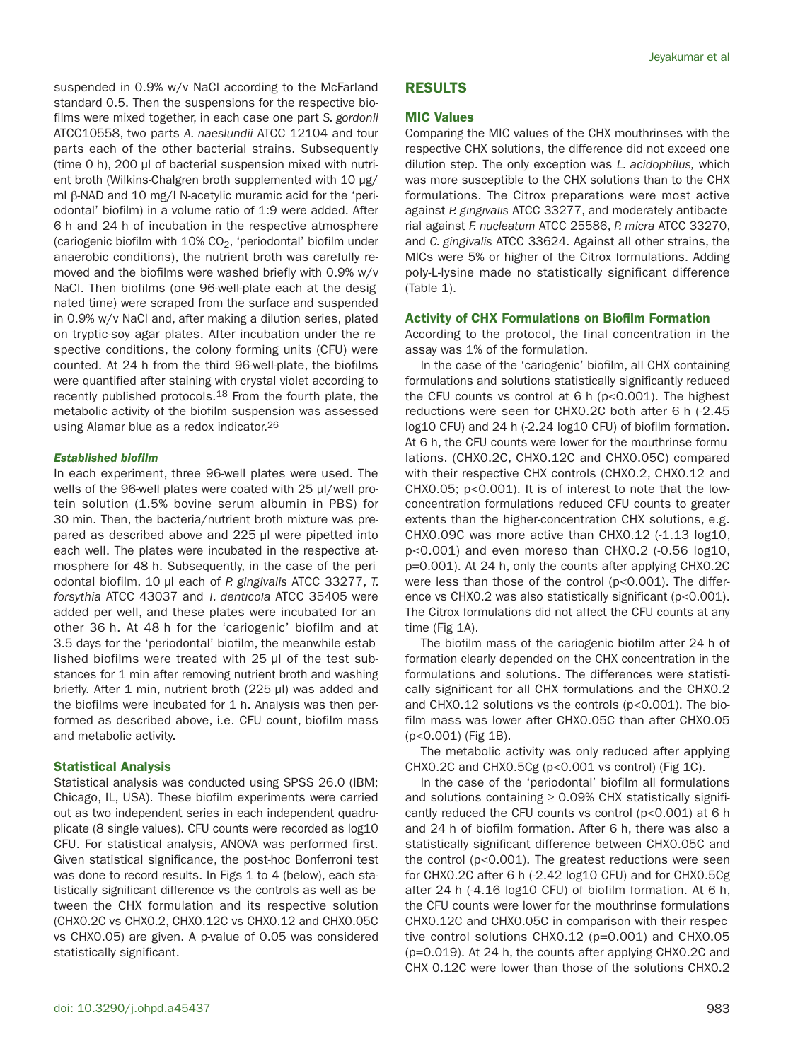suspended in 0.9% w/v NaCl according to the McFarland standard 0.5. Then the suspensions for the respective biofilms were mixed together, in each case one part *S. gordonii* ATCC10558, two parts *A. naeslundii* ATCC 12104 and four parts each of the other bacterial strains. Subsequently (time 0 h), 200 µl of bacterial suspension mixed with nutrient broth (Wilkins-Chalgren broth supplemented with 10 µg/ml β-NAD and 10 mg/l N-acetylic muramic acid for the 'periodontal' biofilm) in a volume ratio of 1:9 were added. After 6 h and 24 h of incubation in the respective atmosphere (cariogenic biofilm with 10% $CO_2$, 'periodontal' biofilm under anaerobic conditions), the nutrient broth was carefully removed and the biofilms were washed briefly with 0.9% w/v NaCl. Then biofilms (one 96-well-plate each at the designated time) were scraped from the surface and suspended in 0.9% w/v NaCl and, after making a dilution series, plated on tryptic-soy agar plates. After incubation under the respective conditions, the colony forming units (CFU) were counted. At 24 h from the third 96-well-plate, the biofilms were quantified after staining with crystal violet according to recently published protocols.[18] From the fourth plate, the metabolic activity of the biofilm suspension was assessed using Alamar blue as a redox indicator.[26]

#### *Established biofilm*

In each experiment, three 96-well plates were used. The wells of the 96-well plates were coated with 25 µl/well protein solution (1.5% bovine serum albumin in PBS) for 30 min. Then, the bacteria/nutrient broth mixture was prepared as described above and 225 µl were pipetted into each well. The plates were incubated in the respective atmosphere for 48 h. Subsequently, in the case of the periodontal biofilm, 10 µl each of *P. gingivalis* ATCC 33277, *T. forsythia* ATCC 43037 and *T. denticola* ATCC 35405 were added per well, and these plates were incubated for another 36 h. At 48 h for the 'cariogenic' biofilm and at 3.5 days for the 'periodontal' biofilm, the meanwhile established biofilms were treated with 25 µl of the test substances for 1 min after removing nutrient broth and washing briefly. After 1 min, nutrient broth (225 µl) was added and the biofilms were incubated for 1 h. Analysis was then performed as described above, i.e. CFU count, biofilm mass and metabolic activity.

### Statistical Analysis

Statistical analysis was conducted using SPSS 26.0 (IBM; Chicago, IL, USA). These biofilm experiments were carried out as two independent series in each independent quadruplicate (8 single values). CFU counts were recorded as log10 CFU. For statistical analysis, ANOVA was performed first. Given statistical significance, the post-hoc Bonferroni test was done to record results. In Figs 1 to 4 (below), each statistically significant difference vs the controls as well as between the CHX formulation and its respective solution (CHX0.2C vs CHX0.2, CHX0.12C vs CHX0.12 and CHX0.05C vs CHX0.05) are given. A p-value of 0.05 was considered statistically significant.

## RESULTS

### MIC Values

Comparing the MIC values of the CHX mouthrinses with the respective CHX solutions, the difference did not exceed one dilution step. The only exception was *L. acidophilus,* which was more susceptible to the CHX solutions than to the CHX formulations. The Citrox preparations were most active against *P. gingivalis* ATCC 33277, and moderately antibacterial against *F. nucleatum* ATCC 25586, *P. micra* ATCC 33270, and *C. gingivalis* ATCC 33624. Against all other strains, the MICs were 5% or higher of the Citrox formulations. Adding poly-L-lysine made no statistically significant difference (Table 1).

### Activity of CHX Formulations on Biofilm Formation

According to the protocol, the final concentration in the assay was 1% of the formulation.

In the case of the 'cariogenic' biofilm, all CHX containing formulations and solutions statistically significantly reduced the CFU counts vs control at 6 h ($p<0.001$). The highest reductions were seen for CHX0.2C both after 6 h (-2.45 log10 CFU) and 24 h (-2.24 log10 CFU) of biofilm formation. At 6 h, the CFU counts were lower for the mouthrinse formulations. (CHX0.2C, CHX0.12C and CHX0.05C) compared with their respective CHX controls (CHX0.2, CHX0.12 and CHX0.05; $p<0.001$). It is of interest to note that the low-concentration formulations reduced CFU counts to greater extents than the higher-concentration CHX solutions, e.g. CHX0.09C was more active than CHX0.12 (-1.13 log10, $p<0.001$) and even moreso than CHX0.2 (-0.56 log10, $p=0.001$). At 24 h, only the counts after applying CHX0.2C were less than those of the control ($p<0.001$). The difference vs CHX0.2 was also statistically significant ($p<0.001$). The Citrox formulations did not affect the CFU counts at any time (Fig 1A).

The biofilm mass of the cariogenic biofilm after 24 h of formation clearly depended on the CHX concentration in the formulations and solutions. The differences were statistically significant for all CHX formulations and the CHX0.2 and CHX0.12 solutions vs the controls ($p<0.001$). The biofilm mass was lower after CHX0.05C than after CHX0.05 ($p<0.001$) (Fig 1B).

The metabolic activity was only reduced after applying CHX0.2C and CHX0.5Cg ($p<0.001$ vs control) (Fig 1C).

In the case of the 'periodontal' biofilm all formulations and solutions containing ≥ 0.09% CHX statistically significantly reduced the CFU counts vs control ($p<0.001$) at 6 h and 24 h of biofilm formation. After 6 h, there was also a statistically significant difference between CHX0.05C and the control ($p<0.001$). The greatest reductions were seen for CHX0.2C after 6 h (-2.42 log10 CFU) and for CHX0.5Cg after 24 h (-4.16 log10 CFU) of biofilm formation. At 6 h, the CFU counts were lower for the mouthrinse formulations CHX0.12C and CHX0.05C in comparison with their respective control solutions CHX0.12 ($p=0.001$) and CHX0.05 ($p=0.019$). At 24 h, the counts after applying CHX0.2C and CHX 0.12C were lower than those of the solutions CHX0.2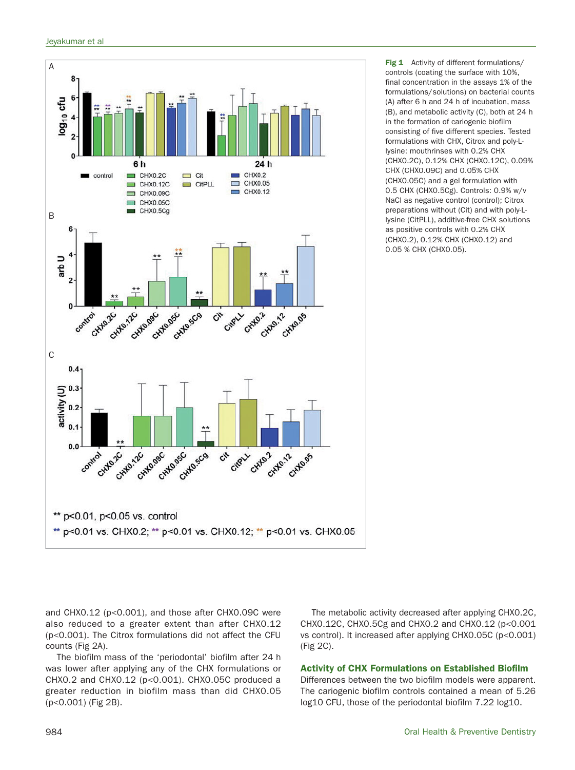**Fig 1** Activity of different formulations/controls (coating the surface with 10%, final concentration in the assays 1% of the formulations/solutions) on bacterial counts (A) after 6 h and 24 h of incubation, mass (B), and metabolic activity (C), both at 24 h in the formation of cariogenic biofilm consisting of five different species. Tested formulations with CHX, Citrox and poly-L-lysine: mouthrinses with 0.2% CHX (CHX0.2C), 0.12% CHX (CHX0.12C), 0.09% CHX (CHX0.09C) and 0.05% CHX (CHX0.05C) and a gel formulation with 0.5 CHX (CHX0.5Cg). Controls: 0.9% w/v NaCl as negative control (control); Citrox preparations without (Cit) and with poly-L-lysine (CitPLL), additive-free CHX solutions as positive controls with 0.2% CHX (CHX0.2), 0.12% CHX (CHX0.12) and 0.05 % CHX (CHX0.05).

** $p<0.01$, $p<0.05$ vs. control

** $p<0.01$ vs. CHX0.2; ** $p<0.01$ vs. CHX0.12; ** $p<0.01$ vs. CHX0.05

and CHX0.12 ($p<0.001$), and those after CHX0.09C were also reduced to a greater extent than after CHX0.12 ($p<0.001$). The Citrox formulations did not affect the CFU counts (Fig 2A).

The biofilm mass of the 'periodontal' biofilm after 24 h was lower after applying any of the CHX formulations or CHX0.2 and CHX0.12 ($p<0.001$). CHX0.05C produced a greater reduction in biofilm mass than did CHX0.05 ($p<0.001$) (Fig 2B).

The metabolic activity decreased after applying CHX0.2C, CHX0.12C, CHX0.5Cg and CHX0.2 and CHX0.12 ($p<0.001$ vs control). It increased after applying CHX0.05C ($p<0.001$) (Fig 2C).

## Activity of CHX Formulations on Established Biofilm

Differences between the two biofilm models were apparent. The cariogenic biofilm controls contained a mean of 5.26 log10 CFU, those of the periodontal biofilm 7.22 log10.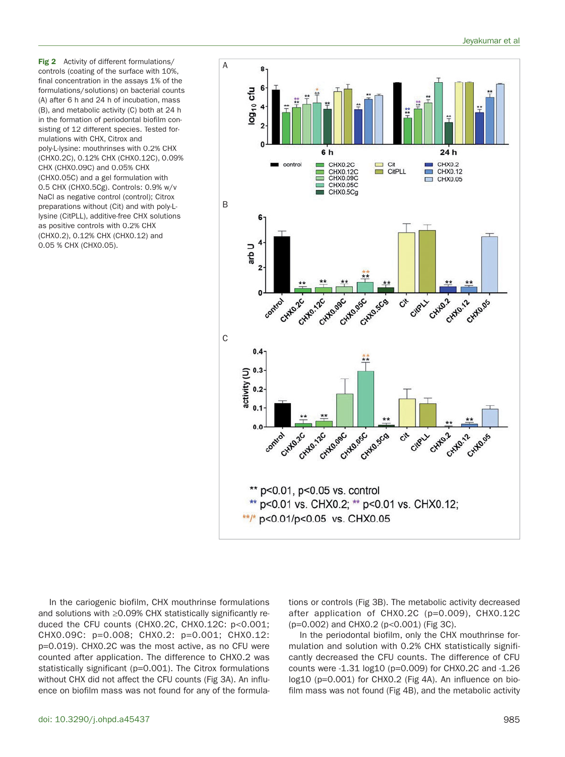**Fig 2** Activity of different formulations/controls (coating of the surface with 10%, final concentration in the assays 1% of the formulations/solutions) on bacterial counts (A) after 6 h and 24 h of incubation, mass (B), and metabolic activity (C) both at 24 h in the formation of periodontal biofilm consisting of 12 different species. Tested formulations with CHX, Citrox and poly-L-lysine: mouthrinses with 0.2% CHX (CHX0.2C), 0.12% CHX (CHX0.12C), 0.09% CHX (CHX0.09C) and 0.05% CHX (CHX0.05C) and a gel formulation with 0.5 CHX (CHX0.5Cg). Controls: 0.9% w/v NaCl as negative control (control); Citrox preparations without (Cit) and with poly-L-lysine (CitPLL), additive-free CHX solutions as positive controls with 0.2% CHX (CHX0.2), 0.12% CHX (CHX0.12) and 0.05 % CHX (CHX0.05).

In the cariogenic biofilm, CHX mouthrinse formulations and solutions with ≥0.09% CHX statistically significantly reduced the CFU counts (CHX0.2C, CHX0.12C: $p<0.001$; CHX0.09C: $p=0.008$; CHX0.2: $p=0.001$; CHX0.12: $p=0.019$). CHX0.2C was the most active, as no CFU were counted after application. The difference to CHX0.2 was statistically significant ($p=0.001$). The Citrox formulations without CHX did not affect the CFU counts (Fig 3A). An influence on biofilm mass was not found for any of the formulations or controls (Fig 3B). The metabolic activity decreased after application of CHX0.2C ($p=0.009$), CHX0.12C ($p=0.002$) and CHX0.2 ($p<0.001$) (Fig 3C).

In the periodontal biofilm, only the CHX mouthrinse formulation and solution with 0.2% CHX statistically significantly decreased the CFU counts. The difference of CFU counts were -1.31 log10 ($p=0.009$) for CHX0.2C and -1.26 log10 ($p=0.001$) for CHX0.2 (Fig 4A). An influence on biofilm mass was not found (Fig 4B), and the metabolic activity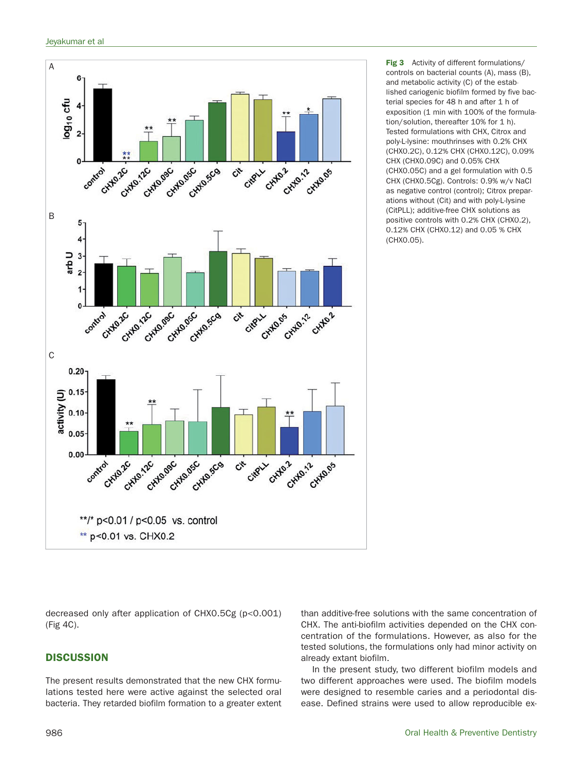Fig 3 Activity of different formulations/controls on bacterial counts (A), mass (B), and metabolic activity (C) of the established cariogenic biofilm formed by five bacterial species for 48 h and after 1 h of exposition (1 min with 100% of the formulation/solution, thereafter 10% for 1 h). Tested formulations with CHX, Citrox and poly-L-lysine: mouthrinses with 0.2% CHX (CHX0.2C), 0.12% CHX (CHX0.12C), 0.09% CHX (CHX0.09C) and 0.05% CHX (CHX0.05C) and a gel formulation with 0.5 CHX (CHX0.5Cg). Controls: 0.9% w/v NaCl as negative control (control); Citrox preparations without (Cit) and with poly-L-lysine (CitPLL); additive-free CHX solutions as positive controls with 0.2% CHX (CHX0.2), 0.12% CHX (CHX0.12) and 0.05 % CHX (CHX0.05).

decreased only after application of CHX0.5Cg ($p<0.001$) (Fig 4C).

## DISCUSSION

The present results demonstrated that the new CHX formulations tested here were active against the selected oral bacteria. They retarded biofilm formation to a greater extent than additive-free solutions with the same concentration of CHX. The anti-biofilm activities depended on the CHX concentration of the formulations. However, as also for the tested solutions, the formulations only had minor activity on already extant biofilm.

In the present study, two different biofilm models and two different approaches were used. The biofilm models were designed to resemble caries and a periodontal disease. Defined strains were used to allow reproducible ex-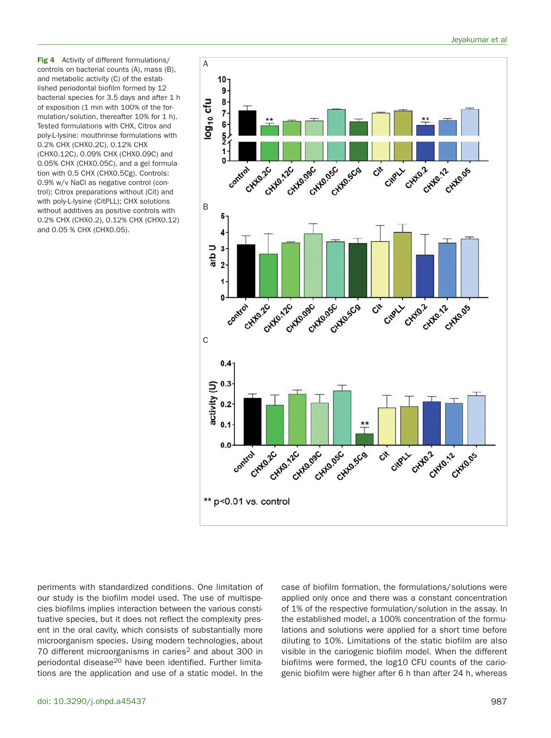**Fig 4** Activity of different formulations/controls on bacterial counts (A), mass (B), and metabolic activity (C) of the established periodontal biofilm formed by 12 bacterial species for 3.5 days and after 1 h of exposition (1 min with 100% of the formulation/solution, thereafter 10% for 1 h). Tested formulations with CHX, Citrox and poly-L-lysine: mouthrinse formulations with 0.2% CHX (CHX0.2C), 0.12% CHX (CHX0.12C), 0.09% CHX (CHX0.09C) and 0.05% CHX (CHX0.05C), and a gel formulation with 0.5 CHX (CHX0.5Cg). Controls: 0.9% w/v NaCl as negative control (control); Citrox preparations without (Cit) and with poly-L-lysine (CitPLL); CHX solutions without additives as positive controls with 0.2% CHX (CHX0.2), 0.12% CHX (CHX0.12) and 0.05 % CHX (CHX0.05).

** p<0.01 vs. control

periments with standardized conditions. One limitation of our study is the biofilm model used. The use of multispecies biofilms implies interaction between the various constituative species, but it does not reflect the complexity present in the oral cavity, which consists of substantially more microorganism species. Using modern technologies, about 70 different microorganisms in caries[2] and about 300 in periodontal disease[20] have been identified. Further limitations are the application and use of a static model. In the case of biofilm formation, the formulations/solutions were applied only once and there was a constant concentration of 1% of the respective formulation/solution in the assay. In the established model, a 100% concentration of the formulations and solutions were applied for a short time before diluting to 10%. Limitations of the static biofilm are also visible in the cariogenic biofilm model. When the different biofilms were formed, the log10 CFU counts of the cariogenic biofilm were higher after 6 h than after 24 h, whereas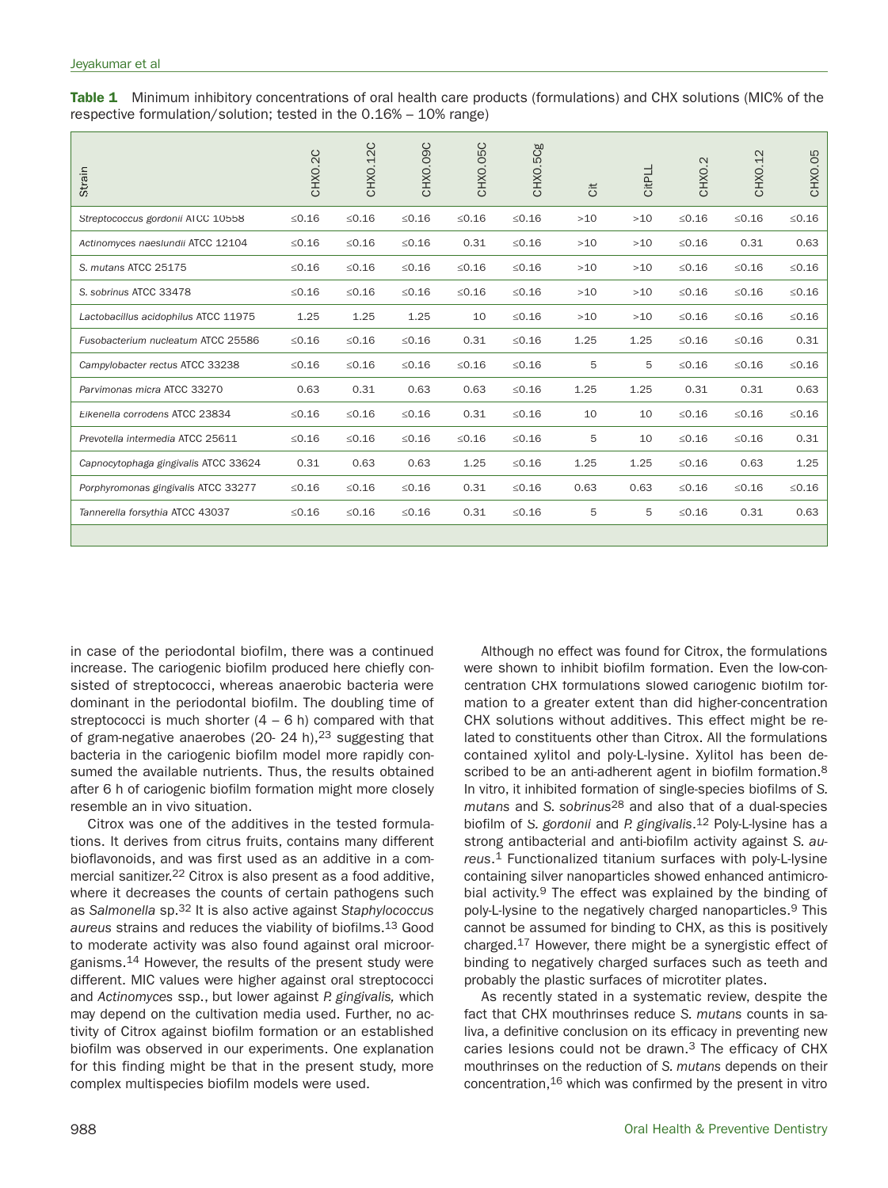**Table 1** Minimum inhibitory concentrations of oral health care products (formulations) and CHX solutions (MIC% of the respective formulation/solution; tested in the 0.16% – 10% range)

| Strain | CHX0.2C | CHX0.12C | CHX0.09C | CHX0.05C | CHX0.5Cg | Cit | CitPLL | CHX0.2 | CHX0.12 | CHX0.05 |
|---|---|---|---|---|---|---|---|---|---|---|
| *Streptococcus gordonii* ATCC 10558 | ≤0.16 | ≤0.16 | ≤0.16 | ≤0.16 | ≤0.16 | >10 | >10 | ≤0.16 | ≤0.16 | ≤0.16 |
| *Actinomyces naeslundii* ATCC 12104 | ≤0.16 | ≤0.16 | ≤0.16 | 0.31 | ≤0.16 | >10 | >10 | ≤0.16 | 0.31 | 0.63 |
| *S. mutans* ATCC 25175 | ≤0.16 | ≤0.16 | ≤0.16 | ≤0.16 | ≤0.16 | >10 | >10 | ≤0.16 | ≤0.16 | ≤0.16 |
| *S. sobrinus* ATCC 33478 | ≤0.16 | ≤0.16 | ≤0.16 | ≤0.16 | ≤0.16 | >10 | >10 | ≤0.16 | ≤0.16 | ≤0.16 |
| *Lactobacillus acidophilus* ATCC 11975 | 1.25 | 1.25 | 1.25 | 10 | ≤0.16 | >10 | >10 | ≤0.16 | ≤0.16 | ≤0.16 |
| *Fusobacterium nucleatum* ATCC 25586 | ≤0.16 | ≤0.16 | ≤0.16 | 0.31 | ≤0.16 | 1.25 | 1.25 | ≤0.16 | ≤0.16 | 0.31 |
| *Campylobacter rectus* ATCC 33238 | ≤0.16 | ≤0.16 | ≤0.16 | ≤0.16 | ≤0.16 | 5 | 5 | ≤0.16 | ≤0.16 | ≤0.16 |
| *Parvimonas micra* ATCC 33270 | 0.63 | 0.31 | 0.63 | 0.63 | ≤0.16 | 1.25 | 1.25 | 0.31 | 0.31 | 0.63 |
| *Eikenella corrodens* ATCC 23834 | ≤0.16 | ≤0.16 | ≤0.16 | 0.31 | ≤0.16 | 10 | 10 | ≤0.16 | ≤0.16 | ≤0.16 |
| *Prevotella intermedia* ATCC 25611 | ≤0.16 | ≤0.16 | ≤0.16 | ≤0.16 | ≤0.16 | 5 | 10 | ≤0.16 | ≤0.16 | 0.31 |
| *Capnocytophaga gingivalis* ATCC 33624 | 0.31 | 0.63 | 0.63 | 1.25 | ≤0.16 | 1.25 | 1.25 | ≤0.16 | 0.63 | 1.25 |
| *Porphyromonas gingivalis* ATCC 33277 | ≤0.16 | ≤0.16 | ≤0.16 | 0.31 | ≤0.16 | 0.63 | 0.63 | ≤0.16 | ≤0.16 | ≤0.16 |
| *Tannerella forsythia* ATCC 43037 | ≤0.16 | ≤0.16 | ≤0.16 | 0.31 | ≤0.16 | 5 | 5 | ≤0.16 | 0.31 | 0.63 |

in case of the periodontal biofilm, there was a continued increase. The cariogenic biofilm produced here chiefly consisted of streptococci, whereas anaerobic bacteria were dominant in the periodontal biofilm. The doubling time of streptococci is much shorter (4 – 6 h) compared with that of gram-negative anaerobes (20- 24 h),[23] suggesting that bacteria in the cariogenic biofilm model more rapidly consumed the available nutrients. Thus, the results obtained after 6 h of cariogenic biofilm formation might more closely resemble an in vivo situation.

Citrox was one of the additives in the tested formulations. It derives from citrus fruits, contains many different bioflavonoids, and was first used as an additive in a commercial sanitizer.[22] Citrox is also present as a food additive, where it decreases the counts of certain pathogens such as *Salmonella* sp.[32] It is also active against *Staphylococcus aureus* strains and reduces the viability of biofilms.[13] Good to moderate activity was also found against oral microorganisms.[14] However, the results of the present study were different. MIC values were higher against oral streptococci and *Actinomyces* ssp., but lower against *P. gingivalis,* which may depend on the cultivation media used. Further, no activity of Citrox against biofilm formation or an established biofilm was observed in our experiments. One explanation for this finding might be that in the present study, more complex multispecies biofilm models were used.

Although no effect was found for Citrox, the formulations were shown to inhibit biofilm formation. Even the low-concentration CHX formulations slowed cariogenic biofilm formation to a greater extent than did higher-concentration CHX solutions without additives. This effect might be related to constituents other than Citrox. All the formulations contained xylitol and poly-L-lysine. Xylitol has been described to be an anti-adherent agent in biofilm formation.[8] In vitro, it inhibited formation of single-species biofilms of *S. mutans* and *S. sobrinus*[28] and also that of a dual-species biofilm of *S. gordonii* and *P. gingivalis*.[12] Poly-L-lysine has a strong antibacterial and anti-biofilm activity against *S. aureus*.[1] Functionalized titanium surfaces with poly-L-lysine containing silver nanoparticles showed enhanced antimicrobial activity.[9] The effect was explained by the binding of poly-L-lysine to the negatively charged nanoparticles.[9] This cannot be assumed for binding to CHX, as this is positively charged.[17] However, there might be a synergistic effect of binding to negatively charged surfaces such as teeth and probably the plastic surfaces of microtiter plates.

As recently stated in a systematic review, despite the fact that CHX mouthrinses reduce *S. mutans* counts in saliva, a definitive conclusion on its efficacy in preventing new caries lesions could not be drawn.[3] The efficacy of CHX mouthrinses on the reduction of *S. mutans* depends on their concentration,[16] which was confirmed by the present in vitro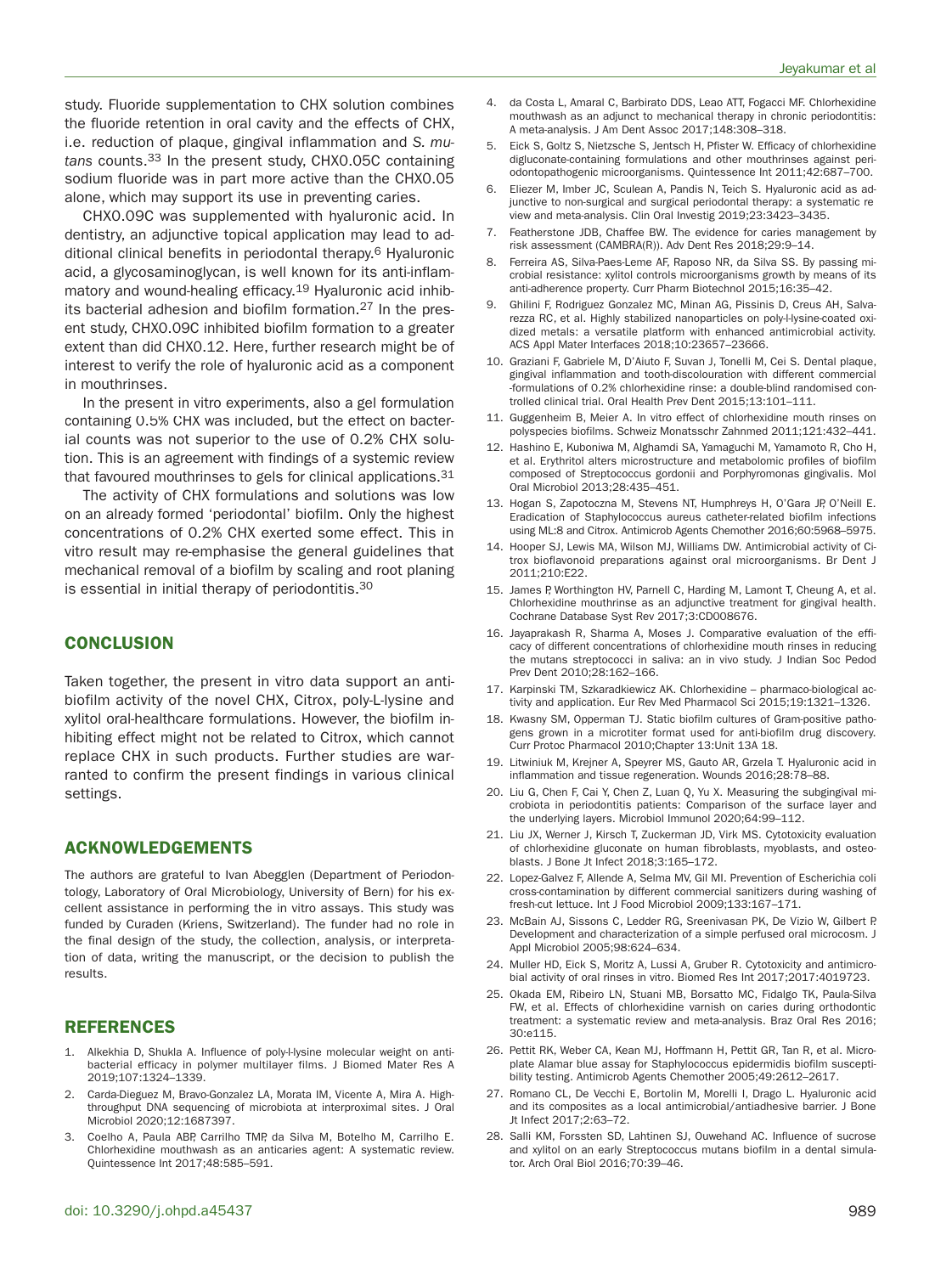study. Fluoride supplementation to CHX solution combines the fluoride retention in oral cavity and the effects of CHX, i.e. reduction of plaque, gingival inflammation and *S. mutans* counts.[33] In the present study, CHX0.05C containing sodium fluoride was in part more active than the CHX0.05 alone, which may support its use in preventing caries.

CHX0.09C was supplemented with hyaluronic acid. In dentistry, an adjunctive topical application may lead to additional clinical benefits in periodontal therapy.[6] Hyaluronic acid, a glycosaminoglycan, is well known for its anti-inflammatory and wound-healing efficacy.[19] Hyaluronic acid inhibits bacterial adhesion and biofilm formation.[27] In the present study, CHX0.09C inhibited biofilm formation to a greater extent than did CHX0.12. Here, further research might be of interest to verify the role of hyaluronic acid as a component in mouthrinses.

In the present in vitro experiments, also a gel formulation containing 0.5% CHX was included, but the effect on bacterial counts was not superior to the use of 0.2% CHX solution. This is an agreement with findings of a systemic review that favoured mouthrinses to gels for clinical applications.[31]

The activity of CHX formulations and solutions was low on an already formed 'periodontal' biofilm. Only the highest concentrations of 0.2% CHX exerted some effect. This in vitro result may re-emphasise the general guidelines that mechanical removal of a biofilm by scaling and root planing is essential in initial therapy of periodontitis.[30]

## CONCLUSION

Taken together, the present in vitro data support an antibiofilm activity of the novel CHX, Citrox, poly-L-lysine and xylitol oral-healthcare formulations. However, the biofilm inhibiting effect might not be related to Citrox, which cannot replace CHX in such products. Further studies are warranted to confirm the present findings in various clinical settings.

## ACKNOWLEDGEMENTS

The authors are grateful to Ivan Abegglen (Department of Periodontology, Laboratory of Oral Microbiology, University of Bern) for his excellent assistance in performing the in vitro assays. This study was funded by Curaden (Kriens, Switzerland). The funder had no role in the final design of the study, the collection, analysis, or interpretation of data, writing the manuscript, or the decision to publish the results.

## REFERENCES

1. Alkekhia D, Shukla A. Influence of poly-l-lysine molecular weight on antibacterial efficacy in polymer multilayer films. J Biomed Mater Res A 2019;107:1324–1339.
2. Carda-Dieguez M, Bravo-Gonzalez LA, Morata IM, Vicente A, Mira A. High-throughput DNA sequencing of microbiota at interproximal sites. J Oral Microbiol 2020;12:1687397.
3. Coelho A, Paula ABP, Carrilho TMP, da Silva M, Botelho M, Carrilho E. Chlorhexidine mouthwash as an anticaries agent: A systematic review. Quintessence Int 2017;48:585–591.
4. da Costa L, Amaral C, Barbirato DDS, Leao ATT, Fogacci MF. Chlorhexidine mouthwash as an adjunct to mechanical therapy in chronic periodontitis: A meta-analysis. J Am Dent Assoc 2017;148:308–318.
5. Eick S, Goltz S, Nietzsche S, Jentsch H, Pfister W. Efficacy of chlorhexidine digluconate-containing formulations and other mouthrinses against periodontopathogenic microorganisms. Quintessence Int 2011;42:687–700.
6. Eliezer M, Imber JC, Sculean A, Pandis N, Teich S. Hyaluronic acid as adjunctive to non-surgical and surgical periodontal therapy: a systematic review and meta-analysis. Clin Oral Investig 2019;23:3423–3435.
7. Featherstone JDB, Chaffee BW. The evidence for caries management by risk assessment (CAMBRA(R)). Adv Dent Res 2018;29:9–14.
8. Ferreira AS, Silva-Paes-Leme AF, Raposo NR, da Silva SS. By passing microbial resistance: xylitol controls microorganisms growth by means of its anti-adherence property. Curr Pharm Biotechnol 2015;16:35–42.
9. Ghilini F, Rodriguez Gonzalez MC, Minan AG, Pissinis D, Creus AH, Salvarezza RC, et al. Highly stabilized nanoparticles on poly-l-lysine-coated oxidized metals: a versatile platform with enhanced antimicrobial activity. ACS Appl Mater Interfaces 2018;10:23657–23666.
10. Graziani F, Gabriele M, D'Aiuto F, Suvan J, Tonelli M, Cei S. Dental plaque, gingival inflammation and tooth-discolouration with different commercial -formulations of 0.2% chlorhexidine rinse: a double-blind randomised controlled clinical trial. Oral Health Prev Dent 2015;13:101–111.
11. Guggenheim B, Meier A. In vitro effect of chlorhexidine mouth rinses on polyspecies biofilms. Schweiz Monatsschr Zahnmed 2011;121:432–441.
12. Hashino E, Kuboniwa M, Alghamdi SA, Yamaguchi M, Yamamoto R, Cho H, et al. Erythritol alters microstructure and metabolomic profiles of biofilm composed of Streptococcus gordonii and Porphyromonas gingivalis. Mol Oral Microbiol 2013;28:435–451.
13. Hogan S, Zapotoczna M, Stevens NT, Humphreys H, O'Gara JP, O'Neill E. Eradication of Staphylococcus aureus catheter-related biofilm infections using ML:8 and Citrox. Antimicrob Agents Chemother 2016;60:5968–5975.
14. Hooper SJ, Lewis MA, Wilson MJ, Williams DW. Antimicrobial activity of Citrox bioflavonoid preparations against oral microorganisms. Br Dent J 2011;210:E22.
15. James P, Worthington HV, Parnell C, Harding M, Lamont T, Cheung A, et al. Chlorhexidine mouthrinse as an adjunctive treatment for gingival health. Cochrane Database Syst Rev 2017;3:CD008676.
16. Jayaprakash R, Sharma A, Moses J. Comparative evaluation of the efficacy of different concentrations of chlorhexidine mouth rinses in reducing the mutans streptococci in saliva: an in vivo study. J Indian Soc Pedod Prev Dent 2010;28:162–166.
17. Karpinski TM, Szkaradkiewicz AK. Chlorhexidine – pharmaco-biological activity and application. Eur Rev Med Pharmacol Sci 2015;19:1321–1326.
18. Kwasny SM, Opperman TJ. Static biofilm cultures of Gram-positive pathogens grown in a microtiter format used for anti-biofilm drug discovery. Curr Protoc Pharmacol 2010;Chapter 13:Unit 13A 18.
19. Litwiniuk M, Krejner A, Speyrer MS, Gauto AR, Grzela T. Hyaluronic acid in inflammation and tissue regeneration. Wounds 2016;28:78–88.
20. Liu G, Chen F, Cai Y, Chen Z, Luan Q, Yu X. Measuring the subgingival microbiota in periodontitis patients: Comparison of the surface layer and the underlying layers. Microbiol Immunol 2020;64:99–112.
21. Liu JX, Werner J, Kirsch T, Zuckerman JD, Virk MS. Cytotoxicity evaluation of chlorhexidine gluconate on human fibroblasts, myoblasts, and osteoblasts. J Bone Jt Infect 2018;3:165–172.
22. Lopez-Galvez F, Allende A, Selma MV, Gil MI. Prevention of Escherichia coli cross-contamination by different commercial sanitizers during washing of fresh-cut lettuce. Int J Food Microbiol 2009;133:167–171.
23. McBain AJ, Sissons C, Ledder RG, Sreenivasan PK, De Vizio W, Gilbert P. Development and characterization of a simple perfused oral microcosm. J Appl Microbiol 2005;98:624–634.
24. Muller HD, Eick S, Moritz A, Lussi A, Gruber R. Cytotoxicity and antimicrobial activity of oral rinses in vitro. Biomed Res Int 2017;2017:4019723.
25. Okada EM, Ribeiro LN, Stuani MB, Borsatto MC, Fidalgo TK, Paula-Silva FW, et al. Effects of chlorhexidine varnish on caries during orthodontic treatment: a systematic review and meta-analysis. Braz Oral Res 2016;30:e115.
26. Pettit RK, Weber CA, Kean MJ, Hoffmann H, Pettit GR, Tan R, et al. Microplate Alamar blue assay for Staphylococcus epidermidis biofilm susceptibility testing. Antimicrob Agents Chemother 2005;49:2612–2617.
27. Romano CL, De Vecchi E, Bortolin M, Morelli I, Drago L. Hyaluronic acid and its composites as a local antimicrobial/antiadhesive barrier. J Bone Jt Infect 2017;2:63–72.
28. Salli KM, Forssten SD, Lahtinen SJ, Ouwehand AC. Influence of sucrose and xylitol on an early Streptococcus mutans biofilm in a dental simulator. Arch Oral Biol 2016;70:39–46.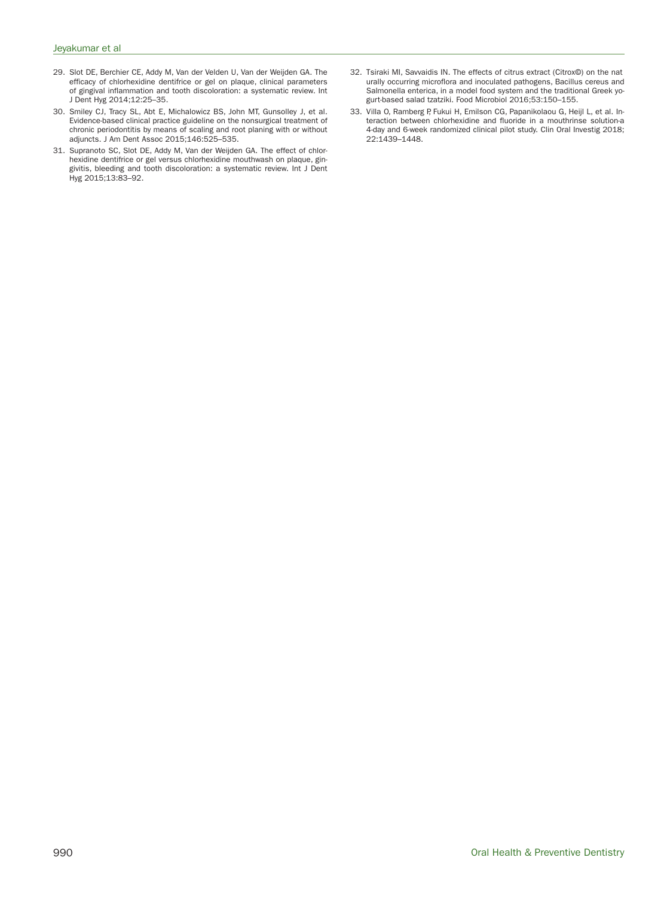29. Slot DE, Berchier CE, Addy M, Van der Velden U, Van der Weijden GA. The efficacy of chlorhexidine dentifrice or gel on plaque, clinical parameters of gingival inflammation and tooth discoloration: a systematic review. Int J Dent Hyg 2014;12:25–35.
30. Smiley CJ, Tracy SL, Abt E, Michalowicz BS, John MT, Gunsolley J, et al. Evidence-based clinical practice guideline on the nonsurgical treatment of chronic periodontitis by means of scaling and root planing with or without adjuncts. J Am Dent Assoc 2015;146:525–535.
31. Supranoto SC, Slot DE, Addy M, Van der Weijden GA. The effect of chlorhexidine dentifrice or gel versus chlorhexidine mouthwash on plaque, gingivitis, bleeding and tooth discoloration: a systematic review. Int J Dent Hyg 2015;13:83–92.
32. Tsiraki MI, Savvaidis IN. The effects of citrus extract (Citrox©) on the naturally occurring microflora and inoculated pathogens, Bacillus cereus and Salmonella enterica, in a model food system and the traditional Greek yogurt-based salad tzatziki. Food Microbiol 2016;53:150–155.
33. Villa O, Ramberg P, Fukui H, Emilson CG, Papanikolaou G, Heijl L, et al. Interaction between chlorhexidine and fluoride in a mouthrinse solution-a 4-day and 6-week randomized clinical pilot study. Clin Oral Investig 2018; 22:1439–1448.